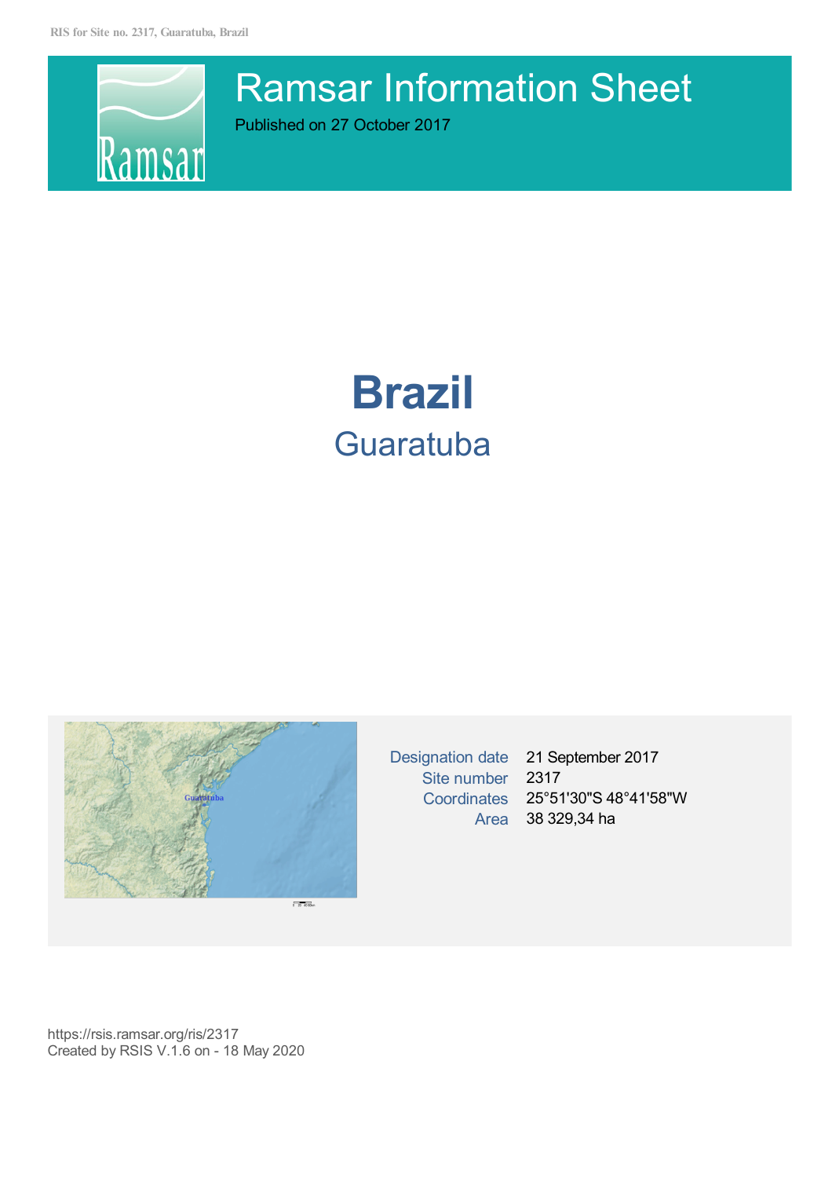# Ramsar Information Sheet

Published on 27 October 2017

# Brazil

## Guaratuba

| | |
|---|---|
| Designation date | 21 September 2017 |
| Site number | 2317 |
| Coordinates | 25°51'30"S 48°41'58"W |
| Area | 38 329,34 ha |

https://rsis.ramsar.org/ris/2317
Created by RSIS V.1.6 on - 18 May 2020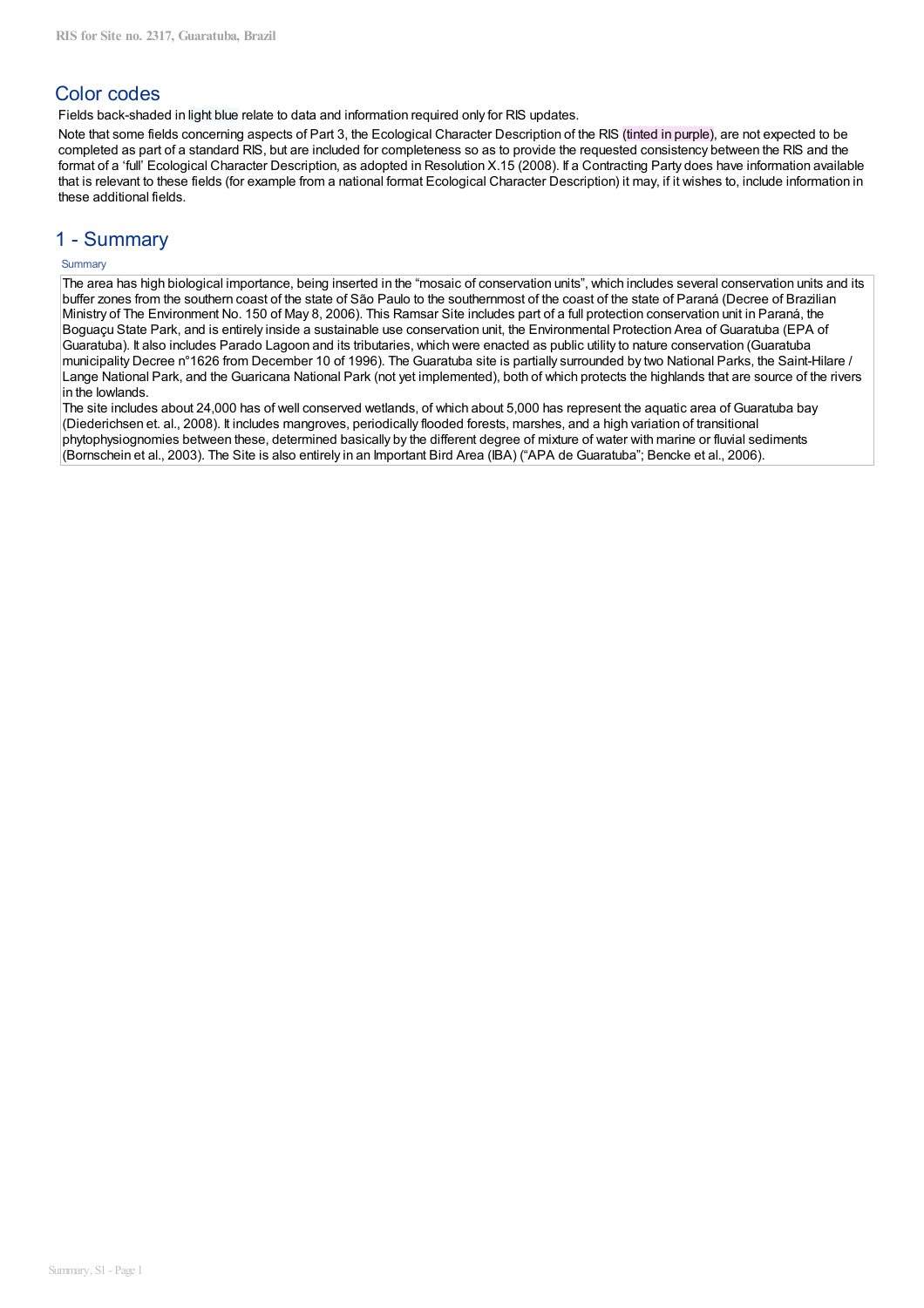## Color codes

Fields back-shaded in light blue relate to data and information required only for RIS updates.

Note that some fields concerning aspects of Part 3, the Ecological Character Description of the RIS (tinted in purple), are not expected to be completed as part of a standard RIS, but are included for completeness so as to provide the requested consistency between the RIS and the format of a 'full' Ecological Character Description, as adopted in Resolution X.15 (2008). If a Contracting Party does have information available that is relevant to these fields (for example from a national format Ecological Character Description) it may, if it wishes to, include information in these additional fields.

## 1 - Summary

Summary

The area has high biological importance, being inserted in the "mosaic of conservation units", which includes several conservation units and its buffer zones from the southern coast of the state of São Paulo to the southernmost of the coast of the state of Paraná (Decree of Brazilian Ministry of The Environment No. 150 of May 8, 2006). This Ramsar Site includes part of a full protection conservation unit in Paraná, the Boguaçu State Park, and is entirely inside a sustainable use conservation unit, the Environmental Protection Area of Guaratuba (EPA of Guaratuba). It also includes Parado Lagoon and its tributaries, which were enacted as public utility to nature conservation (Guaratuba municipality Decree n°1626 from December 10 of 1996). The Guaratuba site is partially surrounded by two National Parks, the Saint-Hilare / Lange National Park, and the Guaricana National Park (not yet implemented), both of which protects the highlands that are source of the rivers in the lowlands.

The site includes about 24,000 has of well conserved wetlands, of which about 5,000 has represent the aquatic area of Guaratuba bay (Diederichsen et. al., 2008). It includes mangroves, periodically flooded forests, marshes, and a high variation of transitional phytophysiognomies between these, determined basically by the different degree of mixture of water with marine or fluvial sediments (Bornschein et al., 2003). The Site is also entirely in an Important Bird Area (IBA) ("APA de Guaratuba"; Bencke et al., 2006).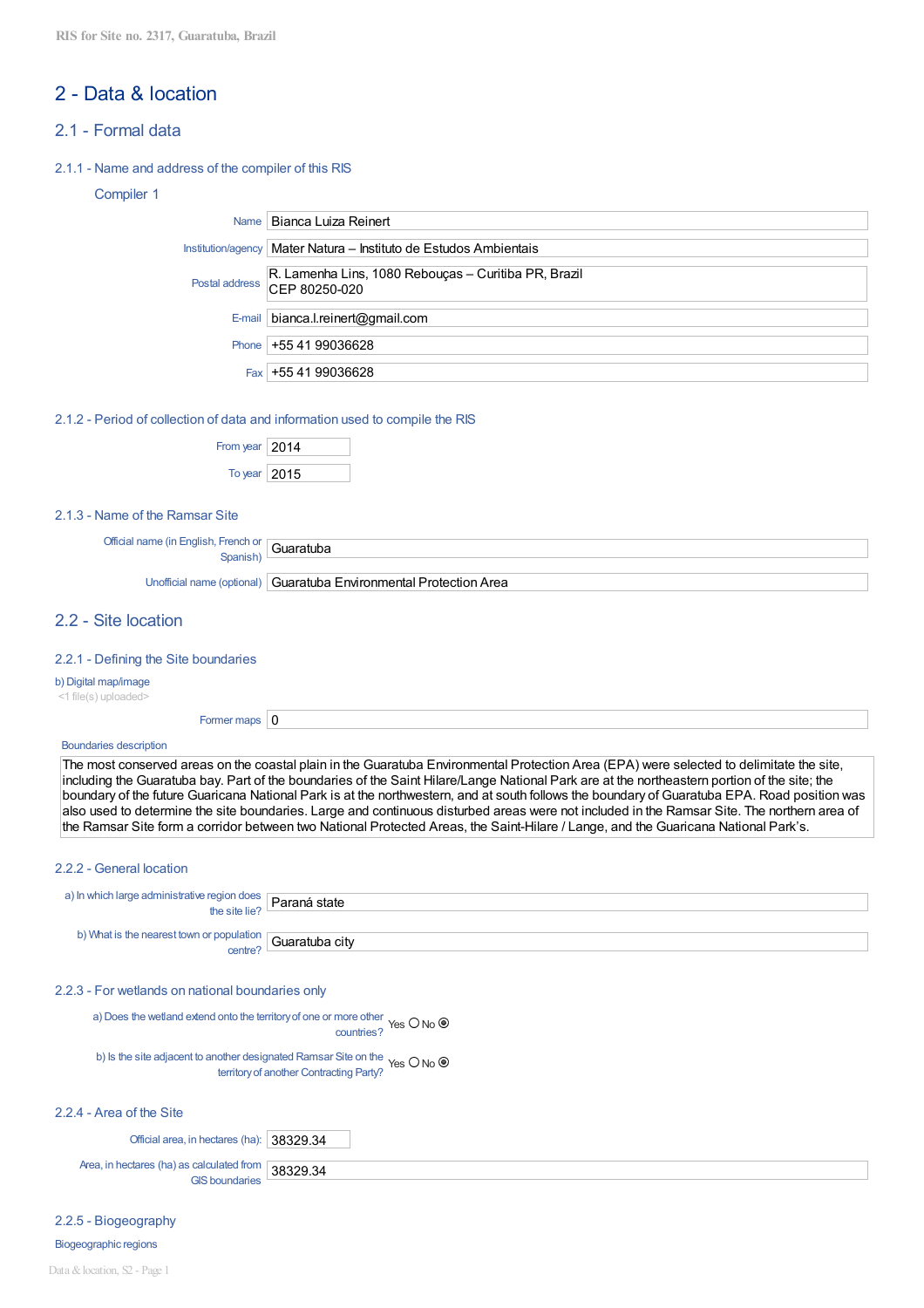# 2 - Data & location

## 2.1 - Formal data

### 2.1.1 - Name and address of the compiler of this RIS

#### Compiler 1

| | |
|---|---|
| Name | Bianca Luiza Reinert |
| Institution/agency | Mater Natura – Instituto de Estudos Ambientais |
| Postal address | R. Lamenha Lins, 1080 Rebouças – Curitiba PR, Brazil CEP 80250-020 |
| E-mail | bianca.l.reinert@gmail.com |
| Phone | +55 41 99036628 |
| Fax | +55 41 99036628 |

### 2.1.2 - Period of collection of data and information used to compile the RIS

| | |
|---|---|
| From year | 2014 |
| To year | 2015 |

### 2.1.3 - Name of the Ramsar Site

| | |
|---|---|
| Official name (in English, French or Spanish) | Guaratuba |
| Unofficial name (optional) | Guaratuba Environmental Protection Area |

## 2.2 - Site location

### 2.2.1 - Defining the Site boundaries

b) Digital map/image

<1 file(s) uploaded>

| | |
|---|---|
| Former maps | 0 |

Boundaries description

The most conserved areas on the coastal plain in the Guaratuba Environmental Protection Area (EPA) were selected to delimitate the site, including the Guaratuba bay. Part of the boundaries of the Saint Hilare/Lange National Park are at the northeastern portion of the site; the boundary of the future Guaricana National Park is at the northwestern, and at south follows the boundary of Guaratuba EPA. Road position was also used to determine the site boundaries. Large and continuous disturbed areas were not included in the Ramsar Site. The northern area of the Ramsar Site form a corridor between two National Protected Areas, the Saint-Hilare / Lange, and the Guaricana National Park's.

### 2.2.2 - General location

| | |
|---|---|
| a) In which large administrative region does the site lie? | Paraná state |
| b) What is the nearest town or population centre? | Guaratuba city |

### 2.2.3 - For wetlands on national boundaries only

a) Does the wetland extend onto the territory of one or more other countries? Yes ○ No ◉

b) Is the site adjacent to another designated Ramsar Site on the territory of another Contracting Party? Yes ○ No ◉

### 2.2.4 - Area of the Site

| | |
|---|---|
| Official area, in hectares (ha): | 38329.34 |
| Area, in hectares (ha) as calculated from GIS boundaries | 38329.34 |

### 2.2.5 - Biogeography

Biogeographic regions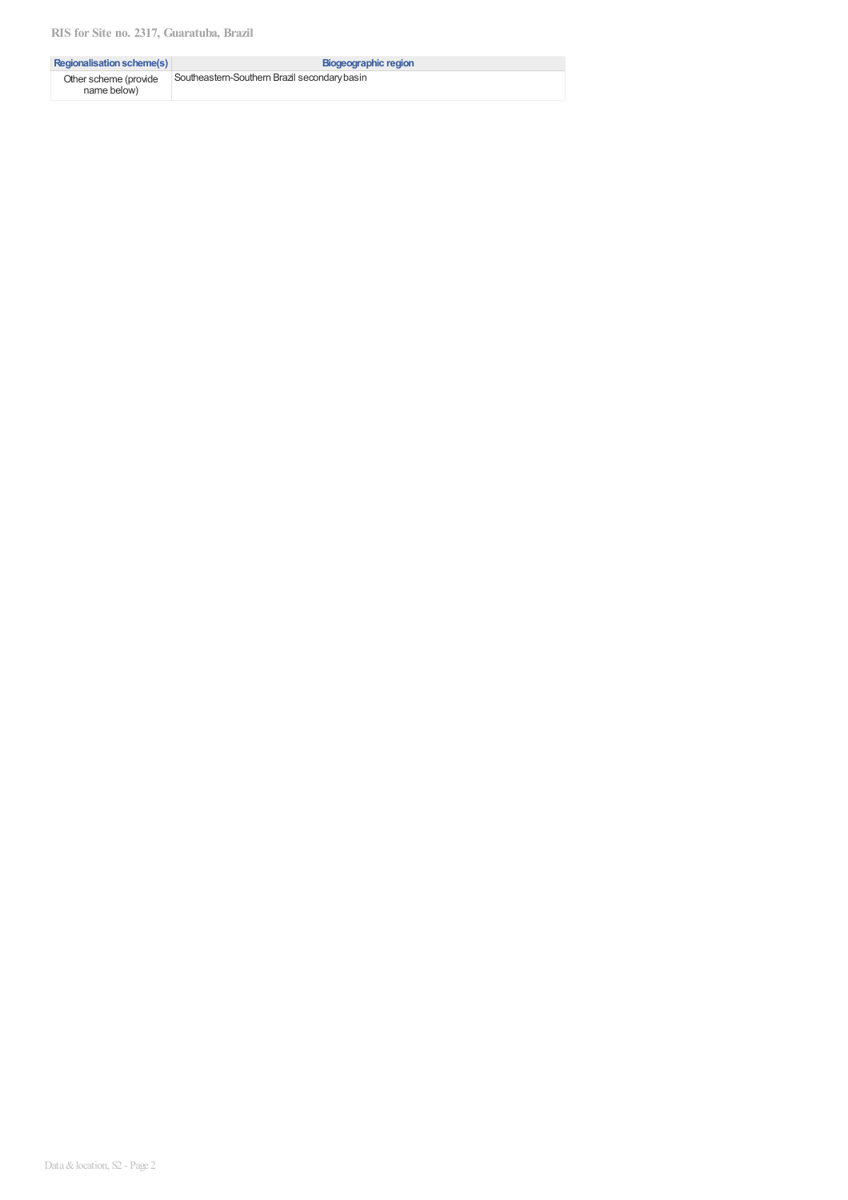| Regionalisation scheme(s) | Biogeographic region |
| --- | --- |
| Other scheme (provide name below) | Southeastern-Southern Brazil secondary basin |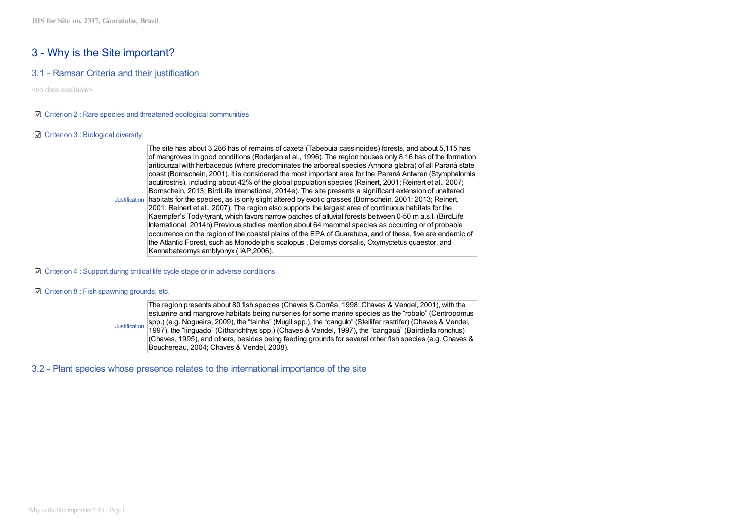# 3 - Why is the Site important?

## 3.1 - Ramsar Criteria and their justification

<no data available>

☑ Criterion 2 : Rare species and threatened ecological communities

☑ Criterion 3 : Biological diversity

| | |
|---|---|
| Justification | The site has about 3,286 has of remains of caxeta (Tabebuia cassinoides) forests, and about 5,115 has of mangroves in good conditions (Roderjan et al., 1996). The region houses only 8.16 has of the formation ariticunzal with herbaceous (where predominates the arboreal species Annona glabra) of all Paraná state coast (Bornschein, 2001). It is considered the most important area for the Paraná Antwren (Stymphalornis acutirostris), including about 42% of the global population species (Reinert, 2001; Reinert et al., 2007; Bornschein, 2013; BirdLife International, 2014e). The site presents a significant extension of unaltered habitats for the species, as is only slight altered by exotic grasses (Bornschein, 2001; 2013; Reinert, 2001; Reinert et al., 2007). The region also supports the largest area of continuous habitats for the Kaempfer's Tody-tyrant, which favors narrow patches of alluvial forests between 0-50 m a.s.l. (BirdLife International, 2014h).Previous studies mention about 64 mammal species as occurring or of probable occurrence on the region of the coastal plains of the EPA of Guaratuba, and of these, five are endemic of the Atlantic Forest, such as Monodelphis scalopus , Delomys dorsalis, Oxymyctetus quaestor, and Kannabateomys amblyonyx ( IAP,2006). |

☑ Criterion 4 : Support during critical life cycle stage or in adverse conditions

☑ Criterion 8 : Fish spawning grounds, etc.

| | |
|---|---|
| Justification | The region presents about 80 fish species (Chaves & Corrêa, 1998; Chaves & Vendel, 2001), with the estuarine and mangrove habitats being nurseries for some marine species as the "robalo" (Centropomus spp.) (e.g. Nogueira, 2009), the "tainha" (Mugil spp.), the "cangulo" (Stellifer rastrifer) (Chaves & Vendel, 1997), the "linguado" (Citharichthys spp.) (Chaves & Vendel, 1997), the "cangauá" (Bairdiella ronchus) (Chaves, 1995), and others, besides being feeding grounds for several other fish species (e.g. Chaves & Bouchereau, 2004; Chaves & Vendel, 2008). |

## 3.2 - Plant species whose presence relates to the international importance of the site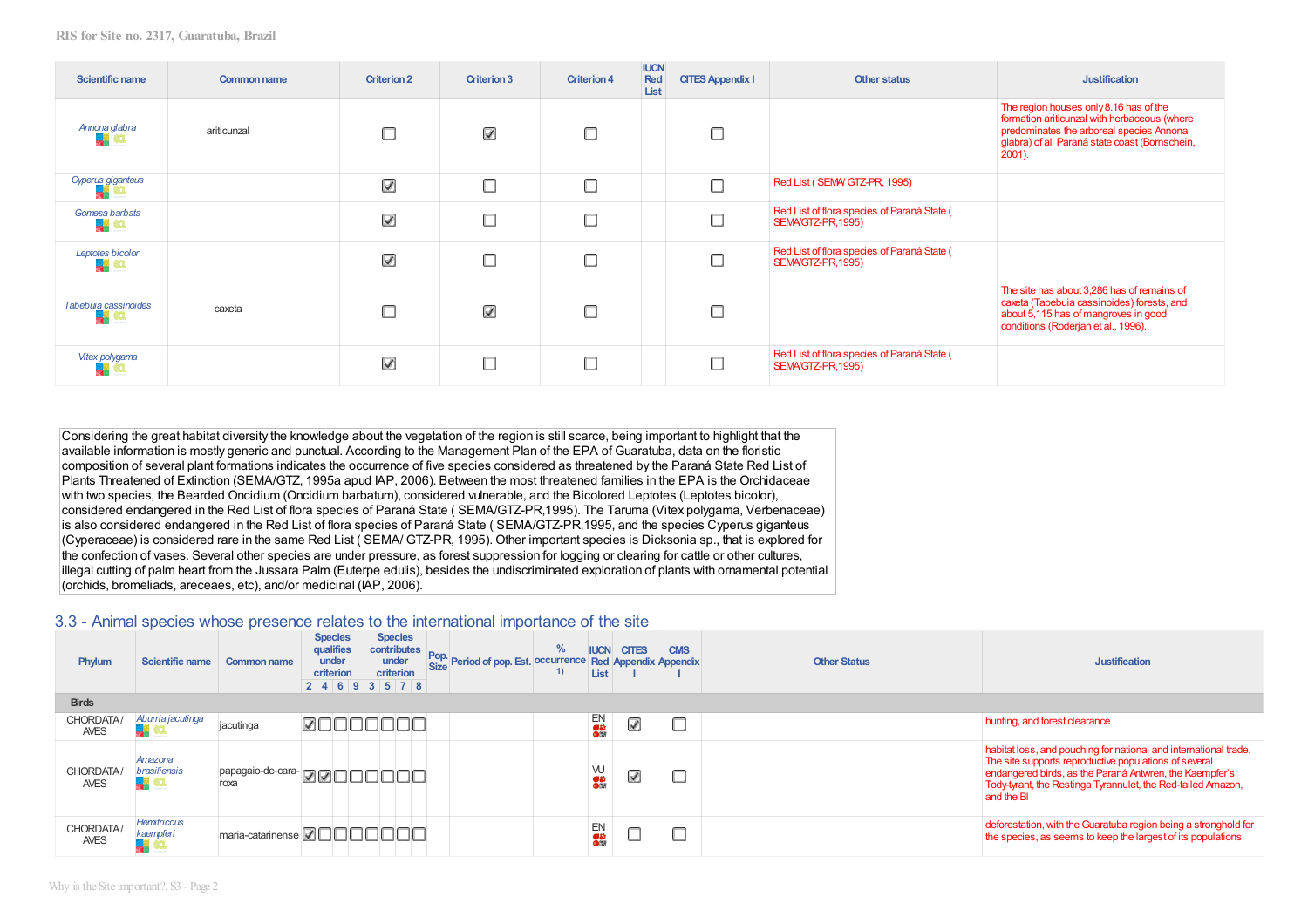| Scientific name | Common name | Criterion 2 | Criterion 3 | Criterion 4 | IUCN Red List | CITES Appendix I | Other status | Justification |
|---|---|---|---|---|---|---|---|---|
| *Annona glabra* | ariticunzal | ☐ | ☑ | ☐ | | ☐ | | The region houses only 8.16 has of the formation ariticunzal with herbaceous (where predominates the arboreal species Annona glabra) of all Paraná state coast (Bornschein, 2001). |
| *Cyperus giganteus* | | ☑ | ☐ | ☐ | | ☐ | Red List ( SEMA/ GTZ-PR, 1995) | |
| *Gomesa barbata* | | ☑ | ☐ | ☐ | | ☐ | Red List of flora species of Paraná State ( SEMA/GTZ-PR,1995) | |
| *Leptotes bicolor* | | ☑ | ☐ | ☐ | | ☐ | Red List of flora species of Paraná State ( SEMA/GTZ-PR,1995) | |
| *Tabebuia cassinoides* | caxeta | ☐ | ☑ | ☐ | | ☐ | | The site has about 3,286 has of remains of caxeta (Tabebuia cassinoides) forests, and about 5,115 has of mangroves in good conditions (Roderjan et al., 1996). |
| *Vitex polygama* | | ☑ | ☐ | ☐ | | ☐ | Red List of flora species of Paraná State ( SEMA/GTZ-PR,1995) | |

Considering the great habitat diversity the knowledge about the vegetation of the region is still scarce, being important to highlight that the available information is mostly generic and punctual. According to the Management Plan of the EPA of Guaratuba, data on the floristic composition of several plant formations indicates the occurrence of five species considered as threatened by the Paraná State Red List of Plants Threatened of Extinction (SEMA/GTZ, 1995a apud IAP, 2006). Between the most threatened families in the EPA is the Orchidaceae with two species, the Bearded Oncidium (Oncidium barbatum), considered vulnerable, and the Bicolored Leptotes (Leptotes bicolor), considered endangered in the Red List of flora species of Paraná State ( SEMA/GTZ-PR,1995). The Taruma (Vitex polygama, Verbenaceae) is also considered endangered in the Red List of flora species of Paraná State ( SEMA/GTZ-PR,1995, and the species Cyperus giganteus (Cyperaceae) is considered rare in the same Red List ( SEMA/ GTZ-PR, 1995). Other important species is Dicksonia sp., that is explored for the confection of vases. Several other species are under pressure, as forest suppression for logging or clearing for cattle or other cultures, illegal cutting of palm heart from the Jussara Palm (Euterpe edulis), besides the undiscriminated exploration of plants with ornamental potential (orchids, bromeliads, areceaes, etc), and/or medicinal (IAP, 2006).

## 3.3 - Animal species whose presence relates to the international importance of the site

| Phylum | Scientific name | Common name | Species qualifies under criterion 2 | 4 | 6 | 9 | Species contributes under criterion 3 | 5 | 7 | 8 | Pop. Size | Period of pop. Est. | % occurrence 1) | IUCN Red List | CITES Appendix I | CMS Appendix I | Other Status | Justification |
|---|---|---|---|---|---|---|---|---|---|---|---|---|---|---|---|---|---|---|
| **Birds** | | | | | | | | | | | | | | | | | | |
| CHORDATA/ AVES | *Aburria jacutinga* | jacutinga | ☑ | ☐ | ☐ | ☐ | ☐ | ☐ | ☐ | ☐ | | | | EN | ☑ | ☐ | | hunting, and forest clearance |
| CHORDATA/ AVES | *Amazona brasiliensis* | papagaio-de-cara-roxa | ☑ | ☑ | ☐ | ☐ | ☐ | ☐ | ☐ | ☐ | | | | VU | ☑ | ☐ | | habitat loss, and pouching for national and international trade. The site supports reproductive populations of several endangered birds, as the Paraná Antwren, the Kaempfer's Tody-tyrant, the Restinga Tyrannulet, the Red-tailed Amazon, and the BI |
| CHORDATA/ AVES | *Hemitriccus kaempferi* | maria-catarinense | ☑ | ☐ | ☐ | ☐ | ☐ | ☐ | ☐ | ☐ | | | | EN | ☐ | ☐ | | deforestation, with the Guaratuba region being a stronghold for the species, as seems to keep the largest of its populations |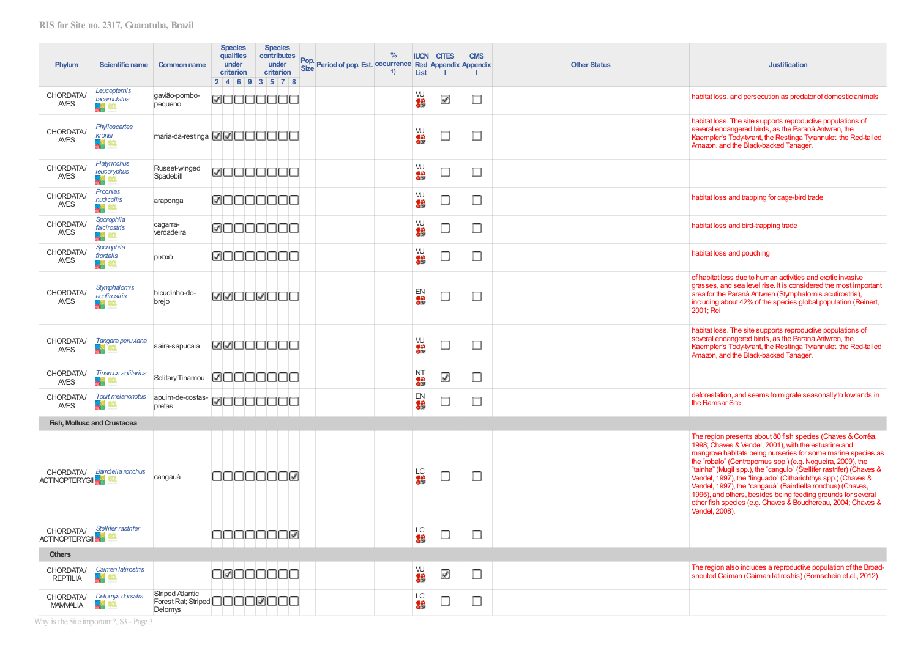| Phylum | Scientific name | Common name | Species qualifies under criterion 2 | 4 | 6 | 9 | Species contributes under criterion 3 | 5 | 7 | 8 | Pop. Size | Period of pop. Est. | % occurrence 1) | IUCN Red List | CITES Appendix I | CMS Appendix I | Other Status | Justification |
|---|---|---|---|---|---|---|---|---|---|---|---|---|---|---|---|---|---|---|
| CHORDATA / AVES | *Leucopternis lacernulatus* | gavião-pombo-pequeno | ☑ | ☐ | ☐ | ☐ | ☐ | ☐ | ☐ | ☐ | | | | VU | ☑ | ☐ | | habitat loss, and persecution as predator of domestic animals |
| CHORDATA / AVES | *Phylloscartes kronei* | maria-da-restinga | ☑ | ☑ | ☐ | ☐ | ☐ | ☐ | ☐ | ☐ | | | | VU | ☐ | ☐ | | habitat loss. The site supports reproductive populations of several endangered birds, as the Paraná Antwren, the Kaempfer's Tody-tyrant, the Restinga Tyrannulet, the Red-tailed Amazon, and the Black-backed Tanager. |
| CHORDATA / AVES | *Platyrinchus leucoryphus* | Russet-winged Spadebill | ☑ | ☐ | ☐ | ☐ | ☐ | ☐ | ☐ | ☐ | | | | VU | ☐ | ☐ | | |
| CHORDATA / AVES | *Procnias nudicollis* | araponga | ☑ | ☐ | ☐ | ☐ | ☐ | ☐ | ☐ | ☐ | | | | VU | ☐ | ☐ | | habitat loss and trapping for cage-bird trade |
| CHORDATA / AVES | *Sporophila falcirostris* | cagarra-verdadeira | ☑ | ☐ | ☐ | ☐ | ☐ | ☐ | ☐ | ☐ | | | | VU | ☐ | ☐ | | habitat loss and bird-trapping trade |
| CHORDATA / AVES | *Sporophila frontalis* | pixoxó | ☑ | ☐ | ☐ | ☐ | ☐ | ☐ | ☐ | ☐ | | | | VU | ☐ | ☐ | | habitat loss and pouching |
| CHORDATA / AVES | *Stymphalornis acutirostris* | bicudinho-do-brejo | ☑ | ☑ | ☐ | ☐ | ☑ | ☐ | ☐ | ☐ | | | | EN | ☐ | ☐ | | of habitat loss due to human activities and exotic invasive grasses, and sea level rise. It is considered the most important area for the Paraná Antwren (Stymphalornis acutirostris), including about 42% of the species global population (Reinert, 2001; Rei |
| CHORDATA / AVES | *Tangara peruviana* | saíra-sapucaia | ☑ | ☑ | ☐ | ☐ | ☐ | ☐ | ☐ | ☐ | | | | VU | ☐ | ☐ | | habitat loss. The site supports reproductive populations of several endangered birds, as the Paraná Antwren, the Kaempfer's Tody-tyrant, the Restinga Tyrannulet, the Red-tailed Amazon, and the Black-backed Tanager. |
| CHORDATA / AVES | *Tinamus solitarius* | Solitary Tinamou | ☑ | ☐ | ☐ | ☐ | ☐ | ☐ | ☐ | ☐ | | | | NT | ☑ | ☐ | | |
| CHORDATA / AVES | *Touit melanonotus* | apuim-de-costas-pretas | ☑ | ☐ | ☐ | ☐ | ☐ | ☐ | ☐ | ☐ | | | | EN | ☐ | ☐ | | deforestation, and seems to migrate seasonally to lowlands in the Ramsar Site |
| **Fish, Mollusc and Crustacea** | | | | | | | | | | | | | | | | | | |
| CHORDATA / ACTINOPTERYGII | *Bairdiella ronchus* | cangauá | ☐ | ☐ | ☐ | ☐ | ☐ | ☐ | ☐ | ☑ | | | | LC | ☐ | ☐ | | The region presents about 80 fish species (Chaves & Corrêa, 1998; Chaves & Vendel, 2001), with the estuarine and mangrove habitats being nurseries for some marine species as the "robalo" (Centropomus spp.) (e.g. Nogueira, 2009), the "tainha" (Mugil spp.), the "cangulo" (Stellifer rastrifer) (Chaves & Vendel, 1997), the "linguado" (Citharichthys spp.) (Chaves & Vendel, 1997), the "cangauá" (Bairdiella ronchus) (Chaves, 1995), and others, besides being feeding grounds for several other fish species (e.g. Chaves & Bouchereau, 2004; Chaves & Vendel, 2008). |
| CHORDATA / ACTINOPTERYGII | *Stellifer rastrifer* | | ☐ | ☐ | ☐ | ☐ | ☐ | ☐ | ☐ | ☑ | | | | LC | ☐ | ☐ | | |
| **Others** | | | | | | | | | | | | | | | | | | |
| CHORDATA / REPTILIA | *Caiman latirostris* | | ☐ | ☑ | ☐ | ☐ | ☐ | ☐ | ☐ | ☐ | | | | VU | ☑ | ☐ | | The region also includes a reproductive population of the Broad-snouted Caiman (Caiman latirostris) (Bornschein et al., 2012). |
| CHORDATA / MAMMALIA | *Delomys dorsalis* | Striped Atlantic Forest Rat; Striped Delomys | ☐ | ☐ | ☐ | ☐ | ☑ | ☐ | ☐ | ☐ | | | | LC | ☐ | ☐ | | |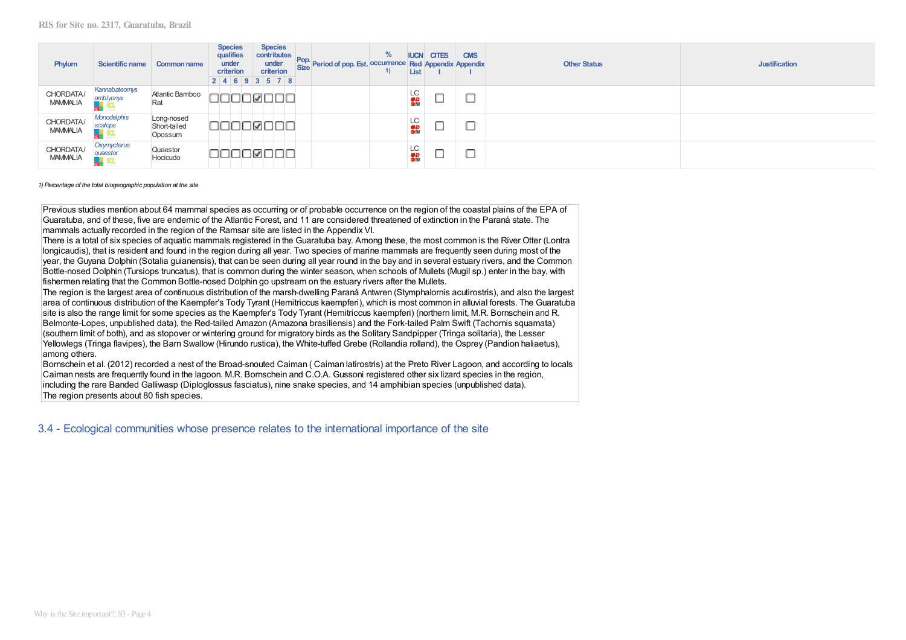| Phylum | Scientific name | Common name | Species qualifies under criterion | | | | Species contributes under criterion | | | | Pop. Size | Period of pop. Est. | % occurrence 1) | IUCN Red List | CITES Appendix I | CMS Appendix I | Other Status | Justification |
|---|---|---|---|---|---|---|---|---|---|---|---|---|---|---|---|---|---|---|
| | | | 2 | 4 | 6 | 9 | 3 | 5 | 7 | 8 | | | | | | | | |
| CHORDATA/ MAMMALIA | *Kannabateomys amblyonyx* | Atlantic Bamboo Rat | ☐ | ☐ | ☐ | ☐ | ☑ | ☐ | ☐ | ☐ | | | | LC | ☐ | ☐ | | |
| CHORDATA/ MAMMALIA | *Monodelphis scalops* | Long-nosed Short-tailed Opossum | ☐ | ☐ | ☐ | ☐ | ☑ | ☐ | ☐ | ☐ | | | | LC | ☐ | ☐ | | |
| CHORDATA/ MAMMALIA | *Oxymycterus quaestor* | Quaestor Hocicudo | ☐ | ☐ | ☐ | ☐ | ☑ | ☐ | ☐ | ☐ | | | | LC | ☐ | ☐ | | |

*1) Percentage of the total biogeographic population at the site*

Previous studies mention about 64 mammal species as occurring or of probable occurrence on the region of the coastal plains of the EPA of Guaratuba, and of these, five are endemic of the Atlantic Forest, and 11 are considered threatened of extinction in the Paraná state. The mammals actually recorded in the region of the Ramsar site are listed in the Appendix VI.
There is a total of six species of aquatic mammals registered in the Guaratuba bay. Among these, the most common is the River Otter (Lontra longicaudis), that is resident and found in the region during all year. Two species of marine mammals are frequently seen during most of the year, the Guyana Dolphin (Sotalia guianensis), that can be seen during all year round in the bay and in several estuary rivers, and the Common Bottle-nosed Dolphin (Tursiops truncatus), that is common during the winter season, when schools of Mullets (Mugil sp.) enter in the bay, with fishermen relating that the Common Bottle-nosed Dolphin go upstream on the estuary rivers after the Mullets.
The region is the largest area of continuous distribution of the marsh-dwelling Paraná Antwren (Stymphalornis acutirostris), and also the largest area of continuous distribution of the Kaempfer's Tody Tyrant (Hemitriccus kaempferi), which is most common in alluvial forests. The Guaratuba site is also the range limit for some species as the Kaempfer's Tody Tyrant (Hemitriccus kaempferi) (northern limit, M.R. Bornschein and R. Belmonte-Lopes, unpublished data), the Red-tailed Amazon (Amazona brasiliensis) and the Fork-tailed Palm Swift (Tachornis squamata) (southern limit of both), and as stopover or wintering ground for migratory birds as the Solitary Sandpiper (Tringa solitaria), the Lesser Yellowlegs (Tringa flavipes), the Barn Swallow (Hirundo rustica), the White-tuffed Grebe (Rollandia rolland), the Osprey (Pandion haliaetus), among others.
Bornschein et al. (2012) recorded a nest of the Broad-snouted Caiman ( Caiman latirostris) at the Preto River Lagoon, and according to locals Caiman nests are frequently found in the lagoon. M.R. Bornschein and C.O.A. Gussoni registered other six lizard species in the region, including the rare Banded Galliwasp (Diploglossus fasciatus), nine snake species, and 14 amphibian species (unpublished data).
The region presents about 80 fish species.

## 3.4 - Ecological communities whose presence relates to the international importance of the site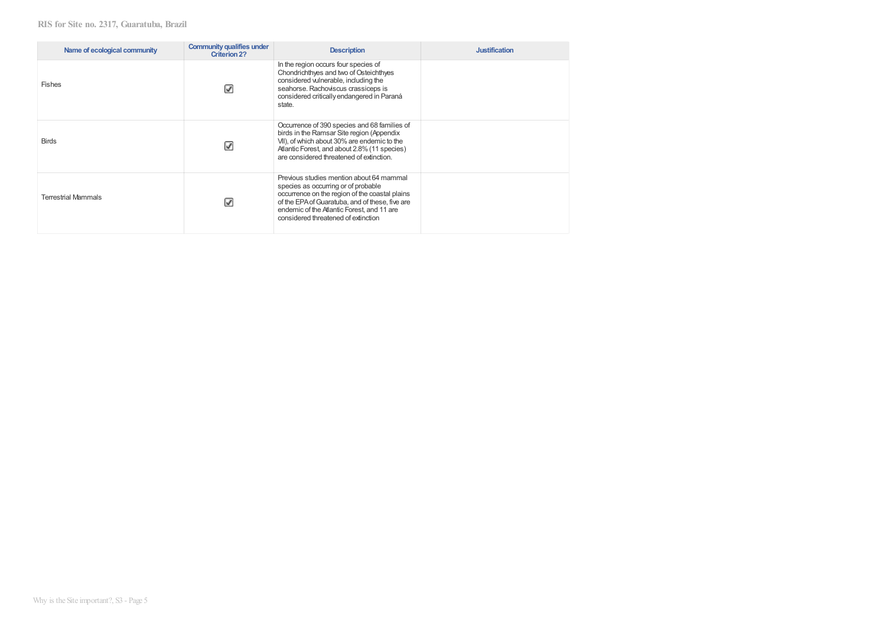| Name of ecological community | Community qualifies under Criterion 2? | Description | Justification |
|---|---|---|---|
| Fishes | ☑ | In the region occurs four species of Chondrichthyes and two of Osteichthyes considered vulnerable, including the seahorse. Rachoviscus crassiceps is considered critically endangered in Paraná state. | |
| Birds | ☑ | Occurrence of 390 species and 68 families of birds in the Ramsar Site region (Appendix VII), of which about 30% are endemic to the Atlantic Forest, and about 2.8% (11 species) are considered threatened of extinction. | |
| Terrestrial Mammals | ☑ | Previous studies mention about 64 mammal species as occurring or of probable occurrence on the region of the coastal plains of the EPA of Guaratuba, and of these, five are endemic of the Atlantic Forest, and 11 are considered threatened of extinction | |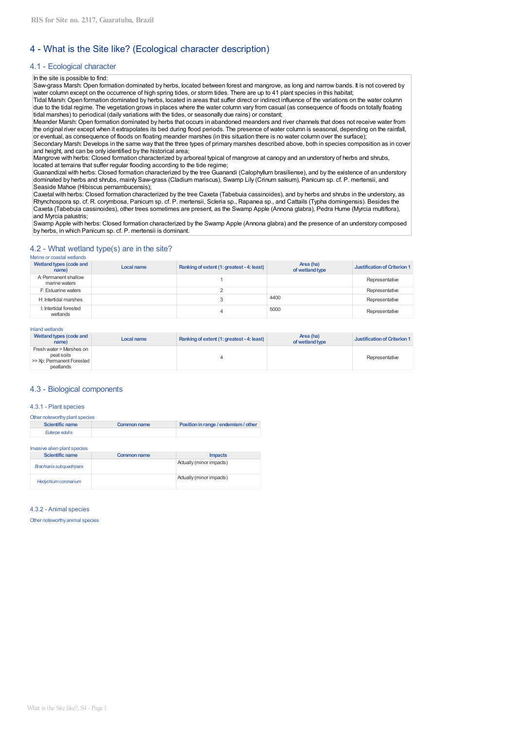# 4 - What is the Site like? (Ecological character description)

## 4.1 - Ecological character

In the site is possible to find:
Saw-grass Marsh: Open formation dominated by herbs, located between forest and mangrove, as long and narrow bands. It is not covered by water column except on the occurrence of high spring tides, or storm tides. There are up to 41 plant species in this habitat;
Tidal Marsh: Open formation dominated by herbs, located in areas that suffer direct or indirect influence of the variations on the water column due to the tidal regime. The vegetation grows in places where the water column vary from casual (as consequence of floods on totally floating tidal marshes) to periodical (daily variations with the tides, or seasonally due rains) or constant;
Meander Marsh: Open formation dominated by herbs that occurs in abandoned meanders and river channels that does not receive water from the original river except when it extrapolates its bed during flood periods. The presence of water column is seasonal, depending on the rainfall, or eventual, as consequence of floods on floating meander marshes (in this situation there is no water column over the surface);
Secondary Marsh: Develops in the same way that the three types of primary marshes described above, both in species composition as in cover and height, and can be only identified by the historical area;
Mangrove with herbs: Closed formation characterized by arboreal typical of mangrove at canopy and an understory of herbs and shrubs, located at terrains that suffer regular flooding according to the tide regime;
Guanandizal with herbs: Closed formation characterized by the tree Guanandi (Calophyllum brasiliense), and by the existence of an understory dominated by herbs and shrubs, mainly Saw-grass (Cladium mariscus), Swamp Lily (Crinum salsum), Panicum sp. cf. P. mertensii, and Seaside Mahoe (Hibiscus pernambucensis);
Caxetal with herbs: Closed formation characterized by the tree Caxeta (Tabebuia cassinoides), and by herbs and shrubs in the understory, as Rhynchospora sp. cf. R. corymbosa, Panicum sp. cf. P. mertensii, Scleria sp., Rapanea sp., and Cattails (Typha domingensis). Besides the Caxeta (Tabebuia cassinoides), other trees sometimes are present, as the Swamp Apple (Annona glabra), Pedra Hume (Myrcia multiflora), and Myrcia palustris;
Swamp Apple with herbs: Closed formation characterized by the Swamp Apple (Annona glabra) and the presence of an understory composed by herbs, in which Panicum sp. cf. P. mertensii is dominant.

## 4.2 - What wetland type(s) are in the site?

Marine or coastal wetlands

| Wetland types (code and name) | Local name | Ranking of extent (1: greatest - 4: least) | Area (ha) of wetland type | Justification of Criterion 1 |
|---|---|---|---|---|
| A: Permanent shallow marine waters | | 1 | | Representative |
| F: Estuarine waters | | 2 | | Representative |
| H: Intertidal marshes | | 3 | 4400 | Representative |
| I: Intertidal forested wetlands | | 4 | 5000 | Representative |

Inland wetlands

| Wetland types (code and name) | Local name | Ranking of extent (1: greatest - 4: least) | Area (ha) of wetland type | Justification of Criterion 1 |
|---|---|---|---|---|
| Fresh water > Marshes on peat soils >> Xp: Permanent Forested peatlands | | 4 | | Representative |

## 4.3 - Biological components

### 4.3.1 - Plant species

Other noteworthy plant species

| Scientific name | Common name | Position in range / endemism / other |
|---|---|---|
| *Euterpe edulis* | | |

Invasive alien plant species

| Scientific name | Common name | Impacts |
|---|---|---|
| *Brachiaria subquadripara* | | Actually (minor impacts) |
| *Hedychium coronarium* | | Actually (minor impacts) |

### 4.3.2 - Animal species

Other noteworthy animal species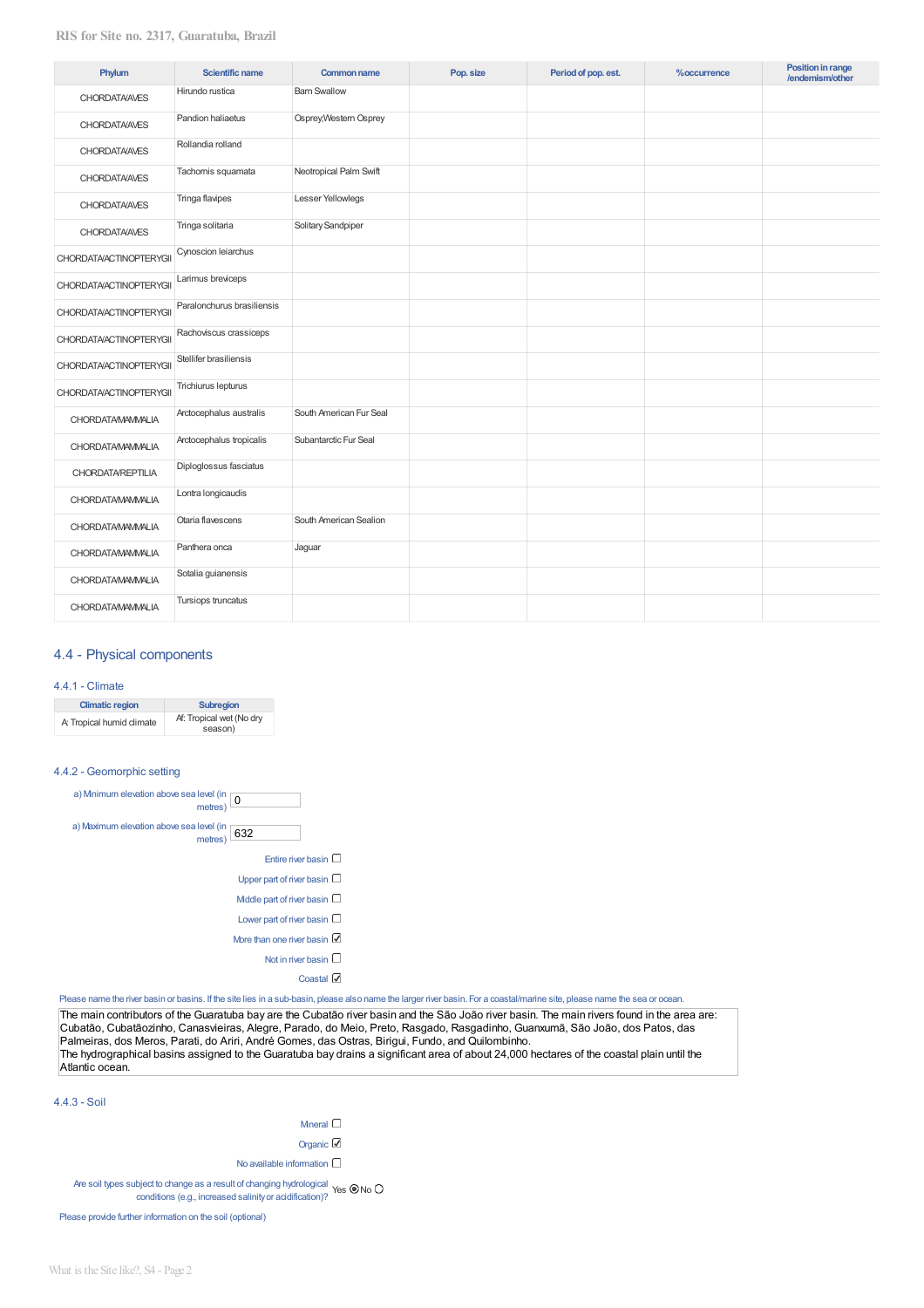| Phylum | Scientific name | Common name | Pop. size | Period of pop. est. | %occurrence | Position in range /endemism/other |
|---|---|---|---|---|---|---|
| CHORDATA/AVES | Hirundo rustica | Barn Swallow | | | | |
| CHORDATA/AVES | Pandion haliaetus | Osprey;Western Osprey | | | | |
| CHORDATA/AVES | Rollandia rolland | | | | | |
| CHORDATA/AVES | Tachornis squamata | Neotropical Palm Swift | | | | |
| CHORDATA/AVES | Tringa flavipes | Lesser Yellowlegs | | | | |
| CHORDATA/AVES | Tringa solitaria | Solitary Sandpiper | | | | |
| CHORDATA/ACTINOPTERYGII | Cynoscion leiarchus | | | | | |
| CHORDATA/ACTINOPTERYGII | Larimus breviceps | | | | | |
| CHORDATA/ACTINOPTERYGII | Paralonchurus brasiliensis | | | | | |
| CHORDATA/ACTINOPTERYGII | Rachoviscus crassiceps | | | | | |
| CHORDATA/ACTINOPTERYGII | Stellifer brasiliensis | | | | | |
| CHORDATA/ACTINOPTERYGII | Trichiurus lepturus | | | | | |
| CHORDATA/MAMMALIA | Arctocephalus australis | South American Fur Seal | | | | |
| CHORDATA/MAMMALIA | Arctocephalus tropicalis | Subantarctic Fur Seal | | | | |
| CHORDATA/REPTILIA | Diploglossus fasciatus | | | | | |
| CHORDATA/MAMMALIA | Lontra longicaudis | | | | | |
| CHORDATA/MAMMALIA | Otaria flavescens | South American Sealion | | | | |
| CHORDATA/MAMMALIA | Panthera onca | Jaguar | | | | |
| CHORDATA/MAMMALIA | Sotalia guianensis | | | | | |
| CHORDATA/MAMMALIA | Tursiops truncatus | | | | | |

## 4.4 - Physical components

### 4.4.1 - Climate

| Climatic region | Subregion |
|---|---|
| A: Tropical humid climate | Af: Tropical wet (No dry season) |

### 4.4.2 - Geomorphic setting

a) Minimum elevation above sea level (in metres): 0

a) Maximum elevation above sea level (in metres): 632

- Entire river basin ☐
- Upper part of river basin ☐
- Middle part of river basin ☐
- Lower part of river basin ☐
- More than one river basin ☑
- Not in river basin ☐
- Coastal ☑

Please name the river basin or basins. If the site lies in a sub-basin, please also name the larger river basin. For a coastal/marine site, please name the sea or ocean.

The main contributors of the Guaratuba bay are the Cubatão river basin and the São João river basin. The main rivers found in the area are: Cubatão, Cubatãozinho, Canasvieiras, Alegre, Parado, do Meio, Preto, Rasgado, Rasgadinho, Guanxumã, São João, dos Patos, das Palmeiras, dos Meros, Parati, do Ariri, André Gomes, das Ostras, Birigui, Fundo, and Quilombinho.
The hydrographical basins assigned to the Guaratuba bay drains a significant area of about 24,000 hectares of the coastal plain until the Atlantic ocean.

### 4.4.3 - Soil

- Mineral ☐
- Organic ☑
- No available information ☐

Are soil types subject to change as a result of changing hydrological conditions (e.g., increased salinity or acidification)? Yes ◉ No ○

Please provide further information on the soil (optional)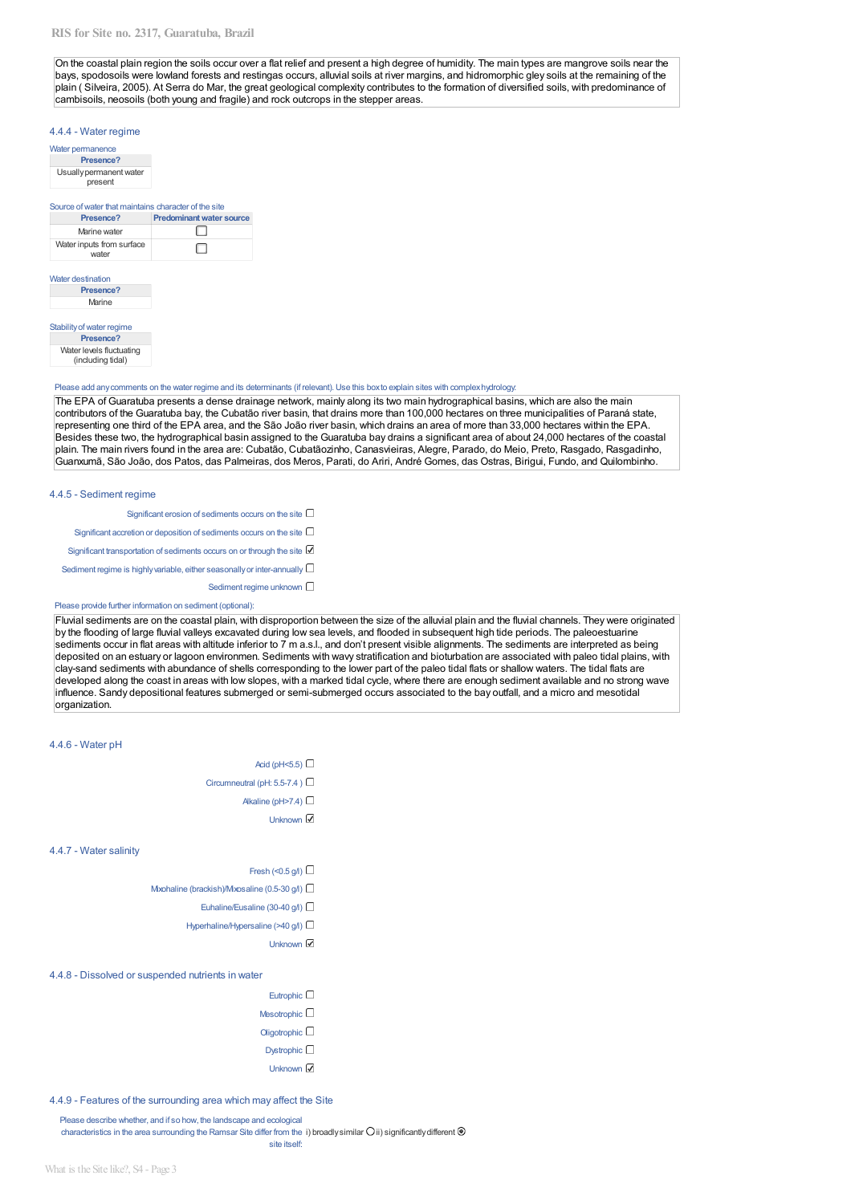On the coastal plain region the soils occur over a flat relief and present a high degree of humidity. The main types are mangrove soils near the bays, spodosoils were lowland forests and restingas occurs, alluvial soils at river margins, and hidromorphic gley soils at the remaining of the plain ( Silveira, 2005). At Serra do Mar, the great geological complexity contributes to the formation of diversified soils, with predominance of cambisoils, neosoils (both young and fragile) and rock outcrops in the stepper areas.

### 4.4.4 - Water regime

Water permanence

| Presence? |
|---|
| Usually permanent water present |

Source of water that maintains character of the site

| Presence? | Predominant water source |
|---|---|
| Marine water | ☐ |
| Water inputs from surface water | ☐ |

Water destination

| Presence? |
|---|
| Marine |

Stability of water regime

| Presence? |
|---|
| Water levels fluctuating (including tidal) |

Please add any comments on the water regime and its determinants (if relevant). Use this box to explain sites with complex hydrology:

The EPA of Guaratuba presents a dense drainage network, mainly along its two main hydrographical basins, which are also the main contributors of the Guaratuba bay, the Cubatão river basin, that drains more than 100,000 hectares on three municipalities of Paraná state, representing one third of the EPA area, and the São João river basin, which drains an area of more than 33,000 hectares within the EPA. Besides these two, the hydrographical basin assigned to the Guaratuba bay drains a significant area of about 24,000 hectares of the coastal plain. The main rivers found in the area are: Cubatão, Cubatãozinho, Canasvieiras, Alegre, Parado, do Meio, Preto, Rasgado, Rasgadinho, Guanxumã, São João, dos Patos, das Palmeiras, dos Meros, Parati, do Ariri, André Gomes, das Ostras, Birigui, Fundo, and Quilombinho.

### 4.4.5 - Sediment regime

- Significant erosion of sediments occurs on the site ☐
- Significant accretion or deposition of sediments occurs on the site ☐
- Significant transportation of sediments occurs on or through the site ☑
- Sediment regime is highly variable, either seasonally or inter-annually ☐
- Sediment regime unknown ☐

Please provide further information on sediment (optional):

Fluvial sediments are on the coastal plain, with disproportion between the size of the alluvial plain and the fluvial channels. They were originated by the flooding of large fluvial valleys excavated during low sea levels, and flooded in subsequent high tide periods. The paleoestuarine sediments occur in flat areas with altitude inferior to 7 m a.s.l., and don't present visible alignments. The sediments are interpreted as being deposited on an estuary or lagoon environmen. Sediments with wavy stratification and bioturbation are associated with paleo tidal plains, with clay-sand sediments with abundance of shells corresponding to the lower part of the paleo tidal flats or shallow waters. The tidal flats are developed along the coast in areas with low slopes, with a marked tidal cycle, where there are enough sediment available and no strong wave influence. Sandy depositional features submerged or semi-submerged occurs associated to the bay outfall, and a micro and mesotidal organization.

### 4.4.6 - Water pH

- Acid (pH<5.5) ☐
- Circumneutral (pH: 5.5-7.4 ) ☐
- Alkaline (pH>7.4) ☐
- Unknown ☑

### 4.4.7 - Water salinity

- Fresh (<0.5 g/l) ☐
- Mixohaline (brackish)/Mixosaline (0.5-30 g/l) ☐
- Euhaline/Eusaline (30-40 g/l) ☐
- Hyperhaline/Hypersaline (>40 g/l) ☐
- Unknown ☑

### 4.4.8 - Dissolved or suspended nutrients in water

- Eutrophic ☐
- Mesotrophic ☐
- Oligotrophic ☐
- Dystrophic ☐
- Unknown ☑

### 4.4.9 - Features of the surrounding area which may affect the Site

Please describe whether, and if so how, the landscape and ecological characteristics in the area surrounding the Ramsar Site differ from the site itself: i) broadly similar ○ ii) significantly different ⦿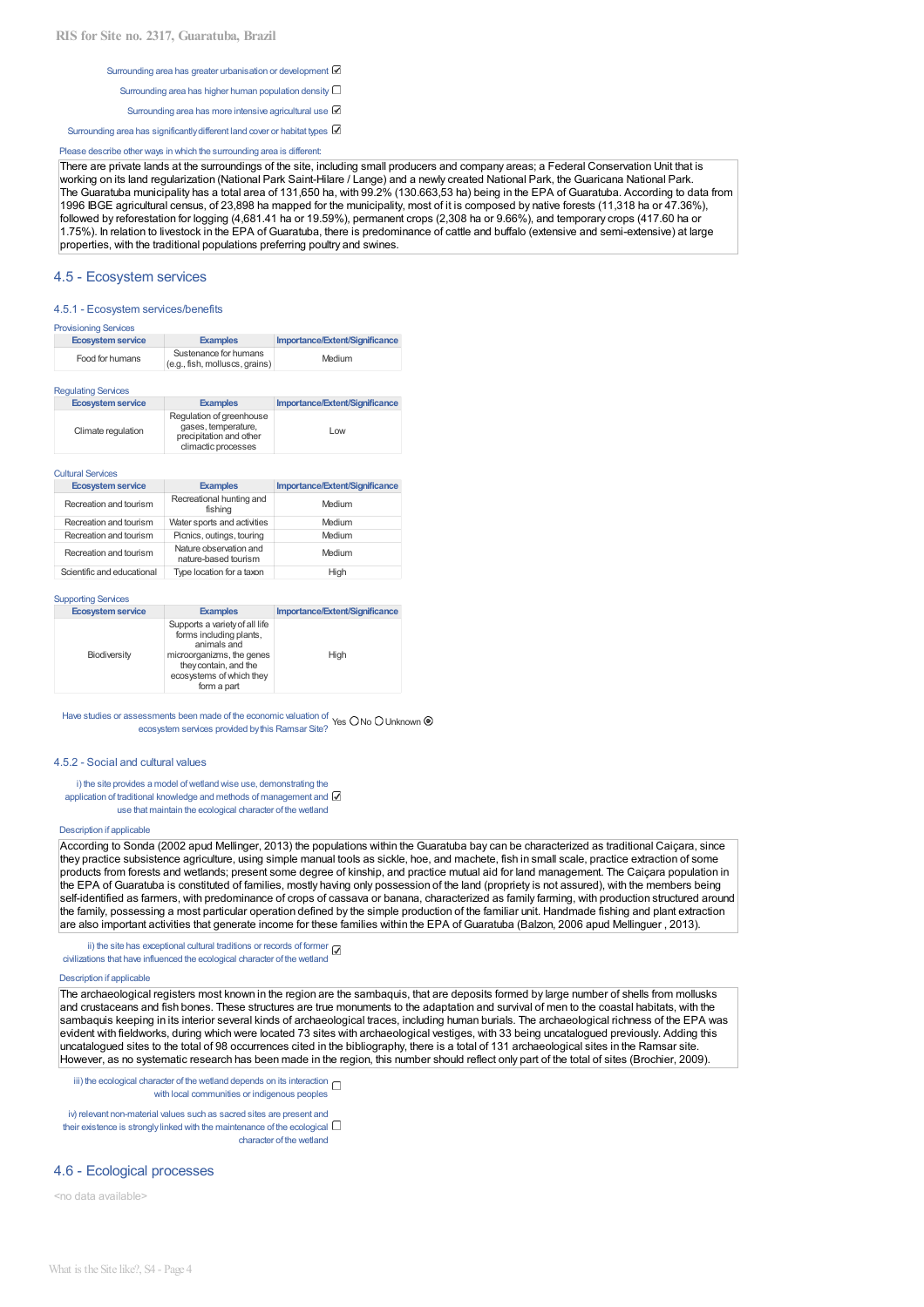Surrounding area has greater urbanisation or development ☑

Surrounding area has higher human population density ☐

Surrounding area has more intensive agricultural use ☑

Surrounding area has significantly different land cover or habitat types ☑

Please describe other ways in which the surrounding area is different:

There are private lands at the surroundings of the site, including small producers and company areas; a Federal Conservation Unit that is working on its land regularization (National Park Saint-Hilare / Lange) and a newly created National Park, the Guaricana National Park. The Guaratuba municipality has a total area of 131,650 ha, with 99.2% (130.663,53 ha) being in the EPA of Guaratuba. According to data from 1996 IBGE agricultural census, of 23,898 ha mapped for the municipality, most of it is composed by native forests (11,318 ha or 47.36%), followed by reforestation for logging (4,681.41 ha or 19.59%), permanent crops (2,308 ha or 9.66%), and temporary crops (417.60 ha or 1.75%). In relation to livestock in the EPA of Guaratuba, there is predominance of cattle and buffalo (extensive and semi-extensive) at large properties, with the traditional populations preferring poultry and swines.

## 4.5 - Ecosystem services

### 4.5.1 - Ecosystem services/benefits

Provisioning Services

| Ecosystem service | Examples | Importance/Extent/Significance |
|---|---|---|
| Food for humans | Sustenance for humans (e.g., fish, molluscs, grains) | Medium |

Regulating Services

| Ecosystem service | Examples | Importance/Extent/Significance |
|---|---|---|
| Climate regulation | Regulation of greenhouse gases, temperature, precipitation and other climactic processes | Low |

Cultural Services

| Ecosystem service | Examples | Importance/Extent/Significance |
|---|---|---|
| Recreation and tourism | Recreational hunting and fishing | Medium |
| Recreation and tourism | Water sports and activities | Medium |
| Recreation and tourism | Picnics, outings, touring | Medium |
| Recreation and tourism | Nature observation and nature-based tourism | Medium |
| Scientific and educational | Type location for a taxon | High |

Supporting Services

| Ecosystem service | Examples | Importance/Extent/Significance |
|---|---|---|
| Biodiversity | Supports a variety of all life forms including plants, animals and microorganizms, the genes they contain, and the ecosystems of which they form a part | High |

Have studies or assessments been made of the economic valuation of ecosystem services provided by this Ramsar Site? Yes ○ No ○ Unknown ◉

### 4.5.2 - Social and cultural values

i) the site provides a model of wetland wise use, demonstrating the application of traditional knowledge and methods of management and use that maintain the ecological character of the wetland ☑

Description if applicable

According to Sonda (2002 apud Mellinger, 2013) the populations within the Guaratuba bay can be characterized as traditional Caiçara, since they practice subsistence agriculture, using simple manual tools as sickle, hoe, and machete, fish in small scale, practice extraction of some products from forests and wetlands; present some degree of kinship, and practice mutual aid for land management. The Caiçara population in the EPA of Guaratuba is constituted of families, mostly having only possession of the land (propriety is not assured), with the members being self-identified as farmers, with predominance of crops of cassava or banana, characterized as family farming, with production structured around the family, possessing a most particular operation defined by the simple production of the familiar unit. Handmade fishing and plant extraction are also important activities that generate income for these families within the EPA of Guaratuba (Balzon, 2006 apud Mellinguer , 2013).

ii) the site has exceptional cultural traditions or records of former civilizations that have influenced the ecological character of the wetland ☑

Description if applicable

The archaeological registers most known in the region are the sambaquis, that are deposits formed by large number of shells from mollusks and crustaceans and fish bones. These structures are true monuments to the adaptation and survival of men to the coastal habitats, with the sambaquis keeping in its interior several kinds of archaeological traces, including human burials. The archaeological richness of the EPA was evident with fieldworks, during which were located 73 sites with archaeological vestiges, with 33 being uncatalogued previously. Adding this uncatalogued sites to the total of 98 occurrences cited in the bibliography, there is a total of 131 archaeological sites in the Ramsar site. However, as no systematic research has been made in the region, this number should reflect only part of the total of sites (Brochier, 2009).

iii) the ecological character of the wetland depends on its interaction with local communities or indigenous peoples ☐

iv) relevant non-material values such as sacred sites are present and their existence is strongly linked with the maintenance of the ecological character of the wetland ☐

## 4.6 - Ecological processes

<no data available>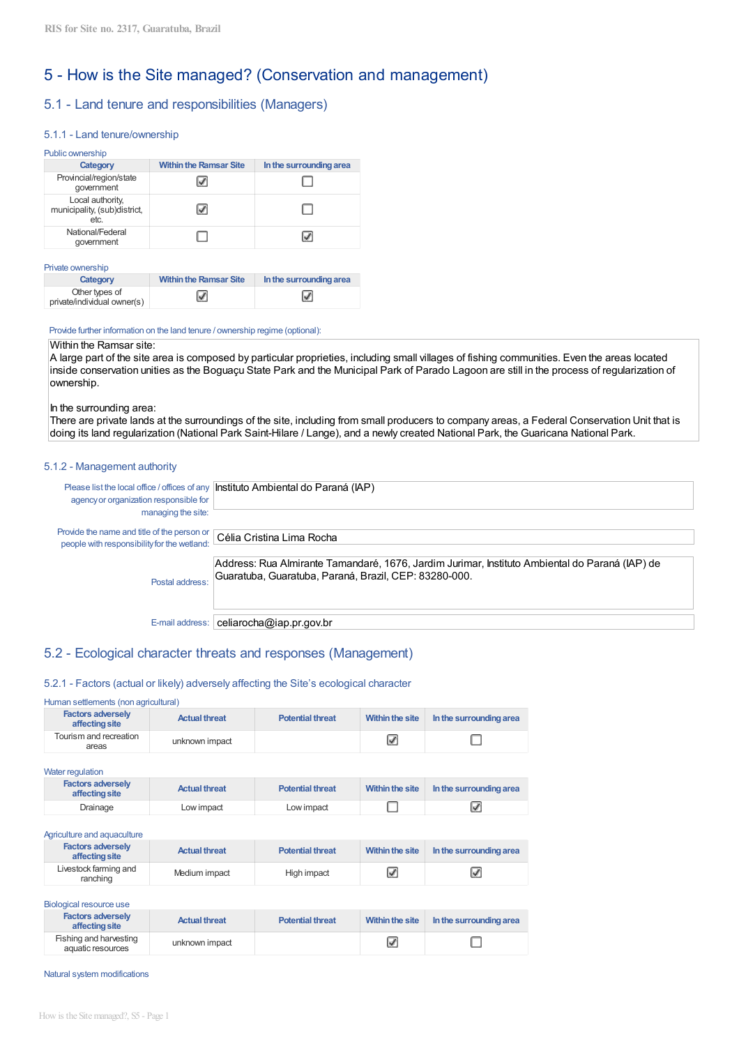# 5 - How is the Site managed? (Conservation and management)

## 5.1 - Land tenure and responsibilities (Managers)

### 5.1.1 - Land tenure/ownership

Public ownership

| Category | Within the Ramsar Site | In the surrounding area |
|---|---|---|
| Provincial/region/state government | ☑ | ☐ |
| Local authority, municipality, (sub)district, etc. | ☑ | ☐ |
| National/Federal government | ☐ | ☑ |

Private ownership

| Category | Within the Ramsar Site | In the surrounding area |
|---|---|---|
| Other types of private/individual owner(s) | ☑ | ☑ |

Provide further information on the land tenure / ownership regime (optional):

Within the Ramsar site:
A large part of the site area is composed by particular proprieties, including small villages of fishing communities. Even the areas located inside conservation unities as the Boguaçu State Park and the Municipal Park of Parado Lagoon are still in the process of regularization of ownership.

In the surrounding area:
There are private lands at the surroundings of the site, including from small producers to company areas, a Federal Conservation Unit that is doing its land regularization (National Park Saint-Hilare / Lange), and a newly created National Park, the Guaricana National Park.

### 5.1.2 - Management authority

Please list the local office / offices of any agency or organization responsible for managing the site: Instituto Ambiental do Paraná (IAP)

Provide the name and title of the person or people with responsibility for the wetland: Célia Cristina Lima Rocha

Postal address: Address: Rua Almirante Tamandaré, 1676, Jardim Jurimar, Instituto Ambiental do Paraná (IAP) de Guaratuba, Guaratuba, Paraná, Brazil, CEP: 83280-000.

E-mail address: celiarocha@iap.pr.gov.br

## 5.2 - Ecological character threats and responses (Management)

### 5.2.1 - Factors (actual or likely) adversely affecting the Site's ecological character

Human settlements (non agricultural)

| Factors adversely affecting site | Actual threat | Potential threat | Within the site | In the surrounding area |
|---|---|---|---|---|
| Tourism and recreation areas | unknown impact | | ☑ | ☐ |

Water regulation

| Factors adversely affecting site | Actual threat | Potential threat | Within the site | In the surrounding area |
|---|---|---|---|---|
| Drainage | Low impact | Low impact | ☐ | ☑ |

Agriculture and aquaculture

| Factors adversely affecting site | Actual threat | Potential threat | Within the site | In the surrounding area |
|---|---|---|---|---|
| Livestock farming and ranching | Medium impact | High impact | ☑ | ☑ |

Biological resource use

| Factors adversely affecting site | Actual threat | Potential threat | Within the site | In the surrounding area |
|---|---|---|---|---|
| Fishing and harvesting aquatic resources | unknown impact | | ☑ | ☐ |

Natural system modifications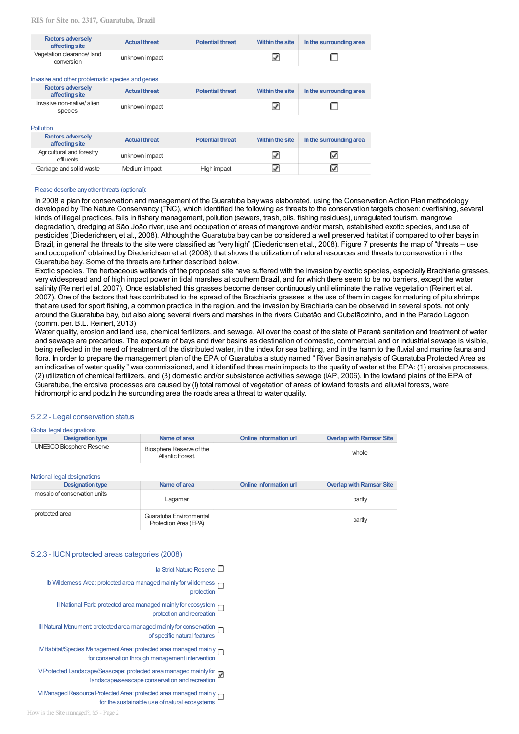| Factors adversely affecting site | Actual threat | Potential threat | Within the site | In the surrounding area |
|---|---|---|---|---|
| Vegetation clearance/ land conversion | unknown impact | | ☑ | ☐ |

Invasive and other problematic species and genes

| Factors adversely affecting site | Actual threat | Potential threat | Within the site | In the surrounding area |
|---|---|---|---|---|
| Invasive non-native/ alien species | unknown impact | | ☑ | ☐ |

Pollution

| Factors adversely affecting site | Actual threat | Potential threat | Within the site | In the surrounding area |
|---|---|---|---|---|
| Agricultural and forestry effluents | unknown impact | | ☑ | ☑ |
| Garbage and solid waste | Medium impact | High impact | ☑ | ☑ |

Please describe any other threats (optional):

In 2008 a plan for conservation and management of the Guaratuba bay was elaborated, using the Conservation Action Plan methodology developed by The Nature Conservancy (TNC), which identified the following as threats to the conservation targets chosen: overfishing, several kinds of illegal practices, fails in fishery management, pollution (sewers, trash, oils, fishing residues), unregulated tourism, mangrove degradation, dredging at São João river, use and occupation of areas of mangrove and/or marsh, established exotic species, and use of pesticides (Diederichsen, et al., 2008). Although the Guaratuba bay can be considered a well preserved habitat if compared to other bays in Brazil, in general the threats to the site were classified as "very high" (Diederichsen et al., 2008). Figure 7 presents the map of "threats – use and occupation" obtained by Diederichsen et al. (2008), that shows the utilization of natural resources and threats to conservation in the Guaratuba bay. Some of the threats are further described below.
Exotic species. The herbaceous wetlands of the proposed site have suffered with the invasion by exotic species, especially Brachiaria grasses, very widespread and of high impact power in tidal marshes at southern Brazil, and for which there seem to be no barriers, except the water salinity (Reinert et al. 2007). Once established this grasses become denser continuously until eliminate the native vegetation (Reinert et al. 2007). One of the factors that has contributed to the spread of the Brachiaria grasses is the use of them in cages for maturing of pitu shrimps that are used for sport fishing, a common practice in the region, and the invasion by Brachiaria can be observed in several spots, not only around the Guaratuba bay, but also along several rivers and marshes in the rivers Cubatão and Cubatãozinho, and in the Parado Lagoon (comm. per. B.L. Reinert, 2013)
Water quality, erosion and land use, chemical fertilizers, and sewage. All over the coast of the state of Paraná sanitation and treatment of water and sewage are precarious. The exposure of bays and river basins as destination of domestic, commercial, and or industrial sewage is visible, being reflected in the need of treatment of the distributed water, in the index for sea bathing, and in the harm to the fluvial and marine fauna and flora. In order to prepare the management plan of the EPA of Guaratuba a study named " River Basin analysis of Guaratuba Protected Area as an indicative of water quality " was commissioned, and it identified three main impacts to the quality of water at the EPA: (1) erosive processes, (2) utilization of chemical fertilizers, and (3) domestic and/or subsistence activities sewage (IAP, 2006). In the lowland plains of the EPA of Guaratuba, the erosive processes are caused by (I) total removal of vegetation of areas of lowland forests and alluvial forests, were hidromorphic and podz.In the surounding area the roads area a threat to water quality.

## 5.2.2 - Legal conservation status

Global legal designations

| Designation type | Name of area | Online information url | Overlap with Ramsar Site |
|---|---|---|---|
| UNESCO Biosphere Reserve | Biosphere Reserve of the Atlantic Forest. | | whole |

National legal designations

| Designation type | Name of area | Online information url | Overlap with Ramsar Site |
|---|---|---|---|
| mosaic of conservation units | Lagamar | | partly |
| protected area | Guaratuba Environmental Protection Area (EPA) | | partly |

## 5.2.3 - IUCN protected areas categories (2008)

- ☐ Ia Strict Nature Reserve
- ☐ Ib Wilderness Area: protected area managed mainly for wilderness protection
- ☐ II National Park: protected area managed mainly for ecosystem protection and recreation
- ☐ III Natural Monument: protected area managed mainly for conservation of specific natural features
- ☐ IV Habitat/Species Management Area: protected area managed mainly for conservation through management intervention
- ☑ V Protected Landscape/Seascape: protected area managed mainly for landscape/seascape conservation and recreation
- ☐ VI Managed Resource Protected Area: protected area managed mainly for the sustainable use of natural ecosystems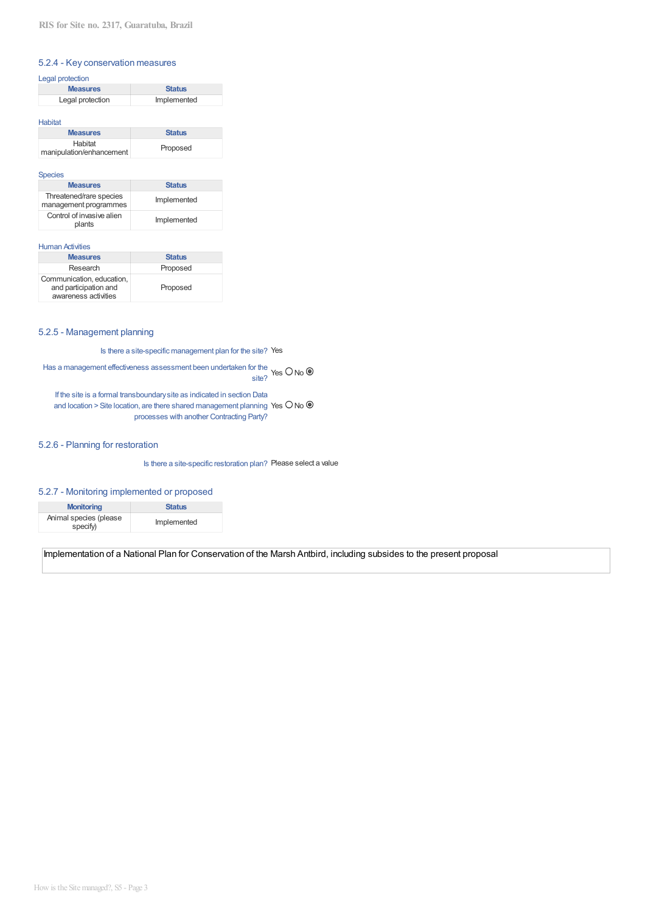### 5.2.4 - Key conservation measures

Legal protection

| Measures | Status |
|---|---|
| Legal protection | Implemented |

Habitat

| Measures | Status |
|---|---|
| Habitat manipulation/enhancement | Proposed |

Species

| Measures | Status |
|---|---|
| Threatened/rare species management programmes | Implemented |
| Control of invasive alien plants | Implemented |

Human Activities

| Measures | Status |
|---|---|
| Research | Proposed |
| Communication, education, and participation and awareness activities | Proposed |

### 5.2.5 - Management planning

Is there a site-specific management plan for the site? Yes

Has a management effectiveness assessment been undertaken for the site? Yes ○ No ◉

If the site is a formal transboundary site as indicated in section Data and location > Site location, are there shared management planning processes with another Contracting Party? Yes ○ No ◉

### 5.2.6 - Planning for restoration

Is there a site-specific restoration plan? Please select a value

### 5.2.7 - Monitoring implemented or proposed

| Monitoring | Status |
|---|---|
| Animal species (please specify) | Implemented |

Implementation of a National Plan for Conservation of the Marsh Antbird, including subsides to the present proposal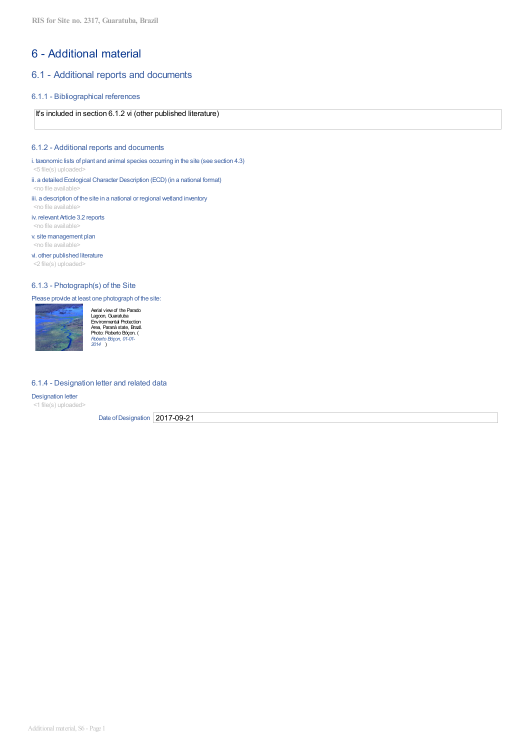# 6 - Additional material

## 6.1 - Additional reports and documents

### 6.1.1 - Bibliographical references

It's included in section 6.1.2 vi (other published literature)

### 6.1.2 - Additional reports and documents

i. taxonomic lists of plant and animal species occurring in the site (see section 4.3)
<5 file(s) uploaded>

ii. a detailed Ecological Character Description (ECD) (in a national format)
<no file available>

iii. a description of the site in a national or regional wetland inventory
<no file available>

iv. relevant Article 3.2 reports
<no file available>

v. site management plan
<no file available>

vi. other published literature
<2 file(s) uploaded>

### 6.1.3 - Photograph(s) of the Site

Please provide at least one photograph of the site:

Aerial view of the Parado Lagoon, Guaratuba Environmental Protection Area, Paraná state, Brazil. Photo: Roberto Bóçon. ( *Roberto Bóçon, 01-01-2014* )

### 6.1.4 - Designation letter and related data

Designation letter
<1 file(s) uploaded>

Date of Designation: 2017-09-21